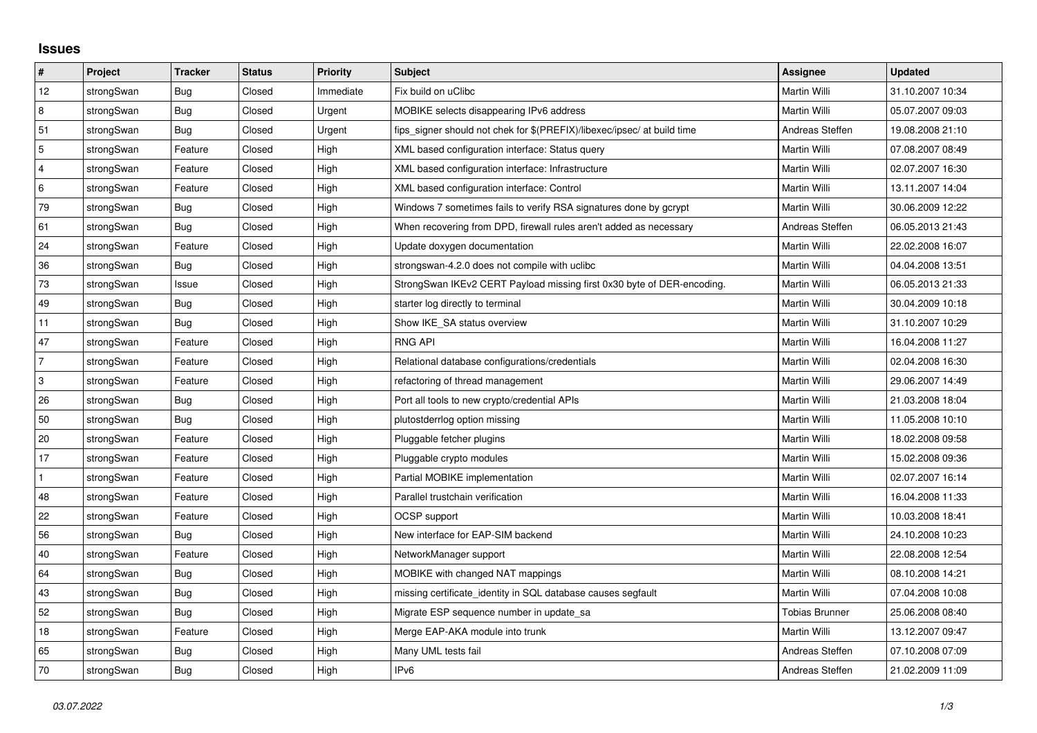# Issues

| # | Project | Tracker | Status | Priority | Subject | Assignee | Updated |
|---|---|---|---|---|---|---|---|
| 12 | strongSwan | Bug | Closed | Immediate | Fix build on uClibc | Martin Willi | 31.10.2007 10:34 |
| 8 | strongSwan | Bug | Closed | Urgent | MOBIKE selects disappearing IPv6 address | Martin Willi | 05.07.2007 09:03 |
| 51 | strongSwan | Bug | Closed | Urgent | fips_signer should not chek for $(PREFIX)/libexec/ipsec/ at build time | Andreas Steffen | 19.08.2008 21:10 |
| 5 | strongSwan | Feature | Closed | High | XML based configuration interface: Status query | Martin Willi | 07.08.2007 08:49 |
| 4 | strongSwan | Feature | Closed | High | XML based configuration interface: Infrastructure | Martin Willi | 02.07.2007 16:30 |
| 6 | strongSwan | Feature | Closed | High | XML based configuration interface: Control | Martin Willi | 13.11.2007 14:04 |
| 79 | strongSwan | Bug | Closed | High | Windows 7 sometimes fails to verify RSA signatures done by gcrypt | Martin Willi | 30.06.2009 12:22 |
| 61 | strongSwan | Bug | Closed | High | When recovering from DPD, firewall rules aren't added as necessary | Andreas Steffen | 06.05.2013 21:43 |
| 24 | strongSwan | Feature | Closed | High | Update doxygen documentation | Martin Willi | 22.02.2008 16:07 |
| 36 | strongSwan | Bug | Closed | High | strongswan-4.2.0 does not compile with uclibc | Martin Willi | 04.04.2008 13:51 |
| 73 | strongSwan | Issue | Closed | High | StrongSwan IKEv2 CERT Payload missing first 0x30 byte of DER-encoding. | Martin Willi | 06.05.2013 21:33 |
| 49 | strongSwan | Bug | Closed | High | starter log directly to terminal | Martin Willi | 30.04.2009 10:18 |
| 11 | strongSwan | Bug | Closed | High | Show IKE_SA status overview | Martin Willi | 31.10.2007 10:29 |
| 47 | strongSwan | Feature | Closed | High | RNG API | Martin Willi | 16.04.2008 11:27 |
| 7 | strongSwan | Feature | Closed | High | Relational database configurations/credentials | Martin Willi | 02.04.2008 16:30 |
| 3 | strongSwan | Feature | Closed | High | refactoring of thread management | Martin Willi | 29.06.2007 14:49 |
| 26 | strongSwan | Bug | Closed | High | Port all tools to new crypto/credential APIs | Martin Willi | 21.03.2008 18:04 |
| 50 | strongSwan | Bug | Closed | High | plutostderrlog option missing | Martin Willi | 11.05.2008 10:10 |
| 20 | strongSwan | Feature | Closed | High | Pluggable fetcher plugins | Martin Willi | 18.02.2008 09:58 |
| 17 | strongSwan | Feature | Closed | High | Pluggable crypto modules | Martin Willi | 15.02.2008 09:36 |
| 1 | strongSwan | Feature | Closed | High | Partial MOBIKE implementation | Martin Willi | 02.07.2007 16:14 |
| 48 | strongSwan | Feature | Closed | High | Parallel trustchain verification | Martin Willi | 16.04.2008 11:33 |
| 22 | strongSwan | Feature | Closed | High | OCSP support | Martin Willi | 10.03.2008 18:41 |
| 56 | strongSwan | Bug | Closed | High | New interface for EAP-SIM backend | Martin Willi | 24.10.2008 10:23 |
| 40 | strongSwan | Feature | Closed | High | NetworkManager support | Martin Willi | 22.08.2008 12:54 |
| 64 | strongSwan | Bug | Closed | High | MOBIKE with changed NAT mappings | Martin Willi | 08.10.2008 14:21 |
| 43 | strongSwan | Bug | Closed | High | missing certificate_identity in SQL database causes segfault | Martin Willi | 07.04.2008 10:08 |
| 52 | strongSwan | Bug | Closed | High | Migrate ESP sequence number in update_sa | Tobias Brunner | 25.06.2008 08:40 |
| 18 | strongSwan | Feature | Closed | High | Merge EAP-AKA module into trunk | Martin Willi | 13.12.2007 09:47 |
| 65 | strongSwan | Bug | Closed | High | Many UML tests fail | Andreas Steffen | 07.10.2008 07:09 |
| 70 | strongSwan | Bug | Closed | High | IPv6 | Andreas Steffen | 21.02.2009 11:09 |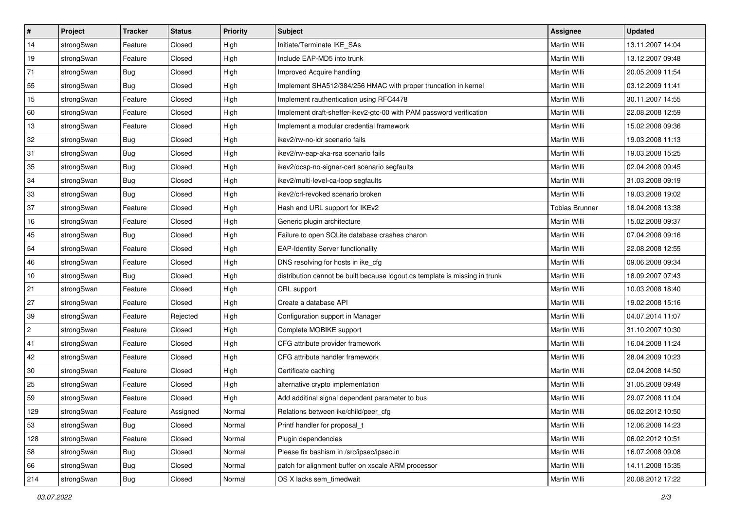| # | Project | Tracker | Status | Priority | Subject | Assignee | Updated |
|---|---|---|---|---|---|---|---|
| 14 | strongSwan | Feature | Closed | High | Initiate/Terminate IKE_SAs | Martin Willi | 13.11.2007 14:04 |
| 19 | strongSwan | Feature | Closed | High | Include EAP-MD5 into trunk | Martin Willi | 13.12.2007 09:48 |
| 71 | strongSwan | Bug | Closed | High | Improved Acquire handling | Martin Willi | 20.05.2009 11:54 |
| 55 | strongSwan | Bug | Closed | High | Implement SHA512/384/256 HMAC with proper truncation in kernel | Martin Willi | 03.12.2009 11:41 |
| 15 | strongSwan | Feature | Closed | High | Implement rauthentication using RFC4478 | Martin Willi | 30.11.2007 14:55 |
| 60 | strongSwan | Feature | Closed | High | Implement draft-sheffer-ikev2-gtc-00 with PAM password verification | Martin Willi | 22.08.2008 12:59 |
| 13 | strongSwan | Feature | Closed | High | Implement a modular credential framework | Martin Willi | 15.02.2008 09:36 |
| 32 | strongSwan | Bug | Closed | High | ikev2/rw-no-idr scenario fails | Martin Willi | 19.03.2008 11:13 |
| 31 | strongSwan | Bug | Closed | High | ikev2/rw-eap-aka-rsa scenario fails | Martin Willi | 19.03.2008 15:25 |
| 35 | strongSwan | Bug | Closed | High | ikev2/ocsp-no-signer-cert scenario segfaults | Martin Willi | 02.04.2008 09:45 |
| 34 | strongSwan | Bug | Closed | High | ikev2/multi-level-ca-loop segfaults | Martin Willi | 31.03.2008 09:19 |
| 33 | strongSwan | Bug | Closed | High | ikev2/crl-revoked scenario broken | Martin Willi | 19.03.2008 19:02 |
| 37 | strongSwan | Feature | Closed | High | Hash and URL support for IKEv2 | Tobias Brunner | 18.04.2008 13:38 |
| 16 | strongSwan | Feature | Closed | High | Generic plugin architecture | Martin Willi | 15.02.2008 09:37 |
| 45 | strongSwan | Bug | Closed | High | Failure to open SQLite database crashes charon | Martin Willi | 07.04.2008 09:16 |
| 54 | strongSwan | Feature | Closed | High | EAP-Identity Server functionality | Martin Willi | 22.08.2008 12:55 |
| 46 | strongSwan | Feature | Closed | High | DNS resolving for hosts in ike_cfg | Martin Willi | 09.06.2008 09:34 |
| 10 | strongSwan | Bug | Closed | High | distribution cannot be built because logout.cs template is missing in trunk | Martin Willi | 18.09.2007 07:43 |
| 21 | strongSwan | Feature | Closed | High | CRL support | Martin Willi | 10.03.2008 18:40 |
| 27 | strongSwan | Feature | Closed | High | Create a database API | Martin Willi | 19.02.2008 15:16 |
| 39 | strongSwan | Feature | Rejected | High | Configuration support in Manager | Martin Willi | 04.07.2014 11:07 |
| 2 | strongSwan | Feature | Closed | High | Complete MOBIKE support | Martin Willi | 31.10.2007 10:30 |
| 41 | strongSwan | Feature | Closed | High | CFG attribute provider framework | Martin Willi | 16.04.2008 11:24 |
| 42 | strongSwan | Feature | Closed | High | CFG attribute handler framework | Martin Willi | 28.04.2009 10:23 |
| 30 | strongSwan | Feature | Closed | High | Certificate caching | Martin Willi | 02.04.2008 14:50 |
| 25 | strongSwan | Feature | Closed | High | alternative crypto implementation | Martin Willi | 31.05.2008 09:49 |
| 59 | strongSwan | Feature | Closed | High | Add additinal signal dependent parameter to bus | Martin Willi | 29.07.2008 11:04 |
| 129 | strongSwan | Feature | Assigned | Normal | Relations between ike/child/peer_cfg | Martin Willi | 06.02.2012 10:50 |
| 53 | strongSwan | Bug | Closed | Normal | Printf handler for proposal_t | Martin Willi | 12.06.2008 14:23 |
| 128 | strongSwan | Feature | Closed | Normal | Plugin dependencies | Martin Willi | 06.02.2012 10:51 |
| 58 | strongSwan | Bug | Closed | Normal | Please fix bashism in /src/ipsec/ipsec.in | Martin Willi | 16.07.2008 09:08 |
| 66 | strongSwan | Bug | Closed | Normal | patch for alignment buffer on xscale ARM processor | Martin Willi | 14.11.2008 15:35 |
| 214 | strongSwan | Bug | Closed | Normal | OS X lacks sem_timedwait | Martin Willi | 20.08.2012 17:22 |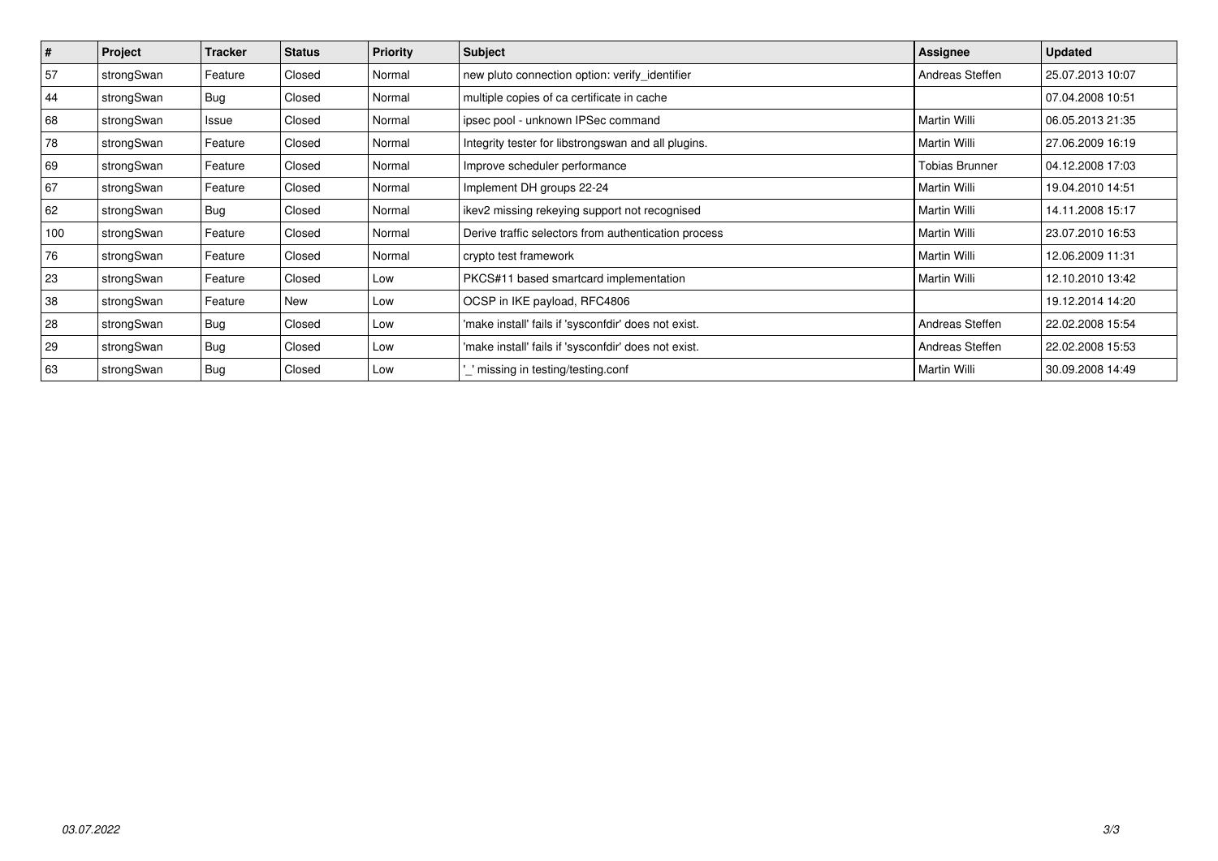| # | Project | Tracker | Status | Priority | Subject | Assignee | Updated |
|---|---|---|---|---|---|---|---|
| 57 | strongSwan | Feature | Closed | Normal | new pluto connection option: verify_identifier | Andreas Steffen | 25.07.2013 10:07 |
| 44 | strongSwan | Bug | Closed | Normal | multiple copies of ca certificate in cache | | 07.04.2008 10:51 |
| 68 | strongSwan | Issue | Closed | Normal | ipsec pool - unknown IPSec command | Martin Willi | 06.05.2013 21:35 |
| 78 | strongSwan | Feature | Closed | Normal | Integrity tester for libstrongswan and all plugins. | Martin Willi | 27.06.2009 16:19 |
| 69 | strongSwan | Feature | Closed | Normal | Improve scheduler performance | Tobias Brunner | 04.12.2008 17:03 |
| 67 | strongSwan | Feature | Closed | Normal | Implement DH groups 22-24 | Martin Willi | 19.04.2010 14:51 |
| 62 | strongSwan | Bug | Closed | Normal | ikev2 missing rekeying support not recognised | Martin Willi | 14.11.2008 15:17 |
| 100 | strongSwan | Feature | Closed | Normal | Derive traffic selectors from authentication process | Martin Willi | 23.07.2010 16:53 |
| 76 | strongSwan | Feature | Closed | Normal | crypto test framework | Martin Willi | 12.06.2009 11:31 |
| 23 | strongSwan | Feature | Closed | Low | PKCS#11 based smartcard implementation | Martin Willi | 12.10.2010 13:42 |
| 38 | strongSwan | Feature | New | Low | OCSP in IKE payload, RFC4806 | | 19.12.2014 14:20 |
| 28 | strongSwan | Bug | Closed | Low | 'make install' fails if 'sysconfdir' does not exist. | Andreas Steffen | 22.02.2008 15:54 |
| 29 | strongSwan | Bug | Closed | Low | 'make install' fails if 'sysconfdir' does not exist. | Andreas Steffen | 22.02.2008 15:53 |
| 63 | strongSwan | Bug | Closed | Low | '_' missing in testing/testing.conf | Martin Willi | 30.09.2008 14:49 |